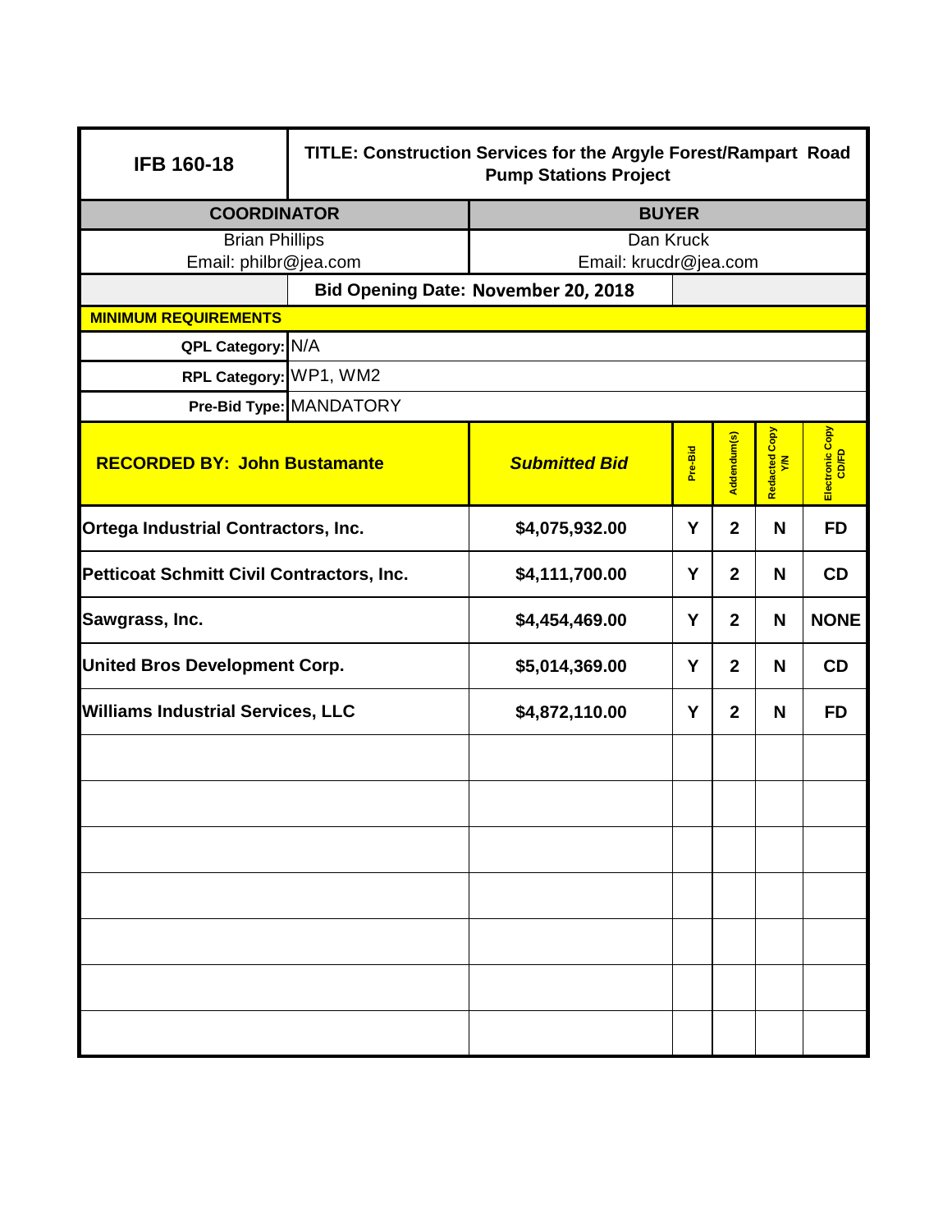| IFB 160-18 | TITLE: Construction Services for the Argyle Forest/Rampart Road Pump Stations Project |
|---|---|

| COORDINATOR | BUYER |
|---|---|
| Brian Phillips<br>Email: philbr@jea.com | Dan Kruck<br>Email: krucdr@jea.com |

**Bid Opening Date: November 20, 2018**

**MINIMUM REQUIREMENTS**

**QPL Category:** N/A

**RPL Category:** WP1, WM2

**Pre-Bid Type:** MANDATORY

| RECORDED BY: John Bustamante | *Submitted Bid* | Pre-Bid | Addendum(s) | Redacted Copy Y/N | Electronic Copy CD/FD |
|---|---|---|---|---|---|
| Ortega Industrial Contractors, Inc. | $4,075,932.00 | Y | 2 | N | FD |
| Petticoat Schmitt Civil Contractors, Inc. | $4,111,700.00 | Y | 2 | N | CD |
| Sawgrass, Inc. | $4,454,469.00 | Y | 2 | N | NONE |
| United Bros Development Corp. | $5,014,369.00 | Y | 2 | N | CD |
| Williams Industrial Services, LLC | $4,872,110.00 | Y | 2 | N | FD |
| | | | | | |
| | | | | | |
| | | | | | |
| | | | | | |
| | | | | | |
| | | | | | |
| | | | | | |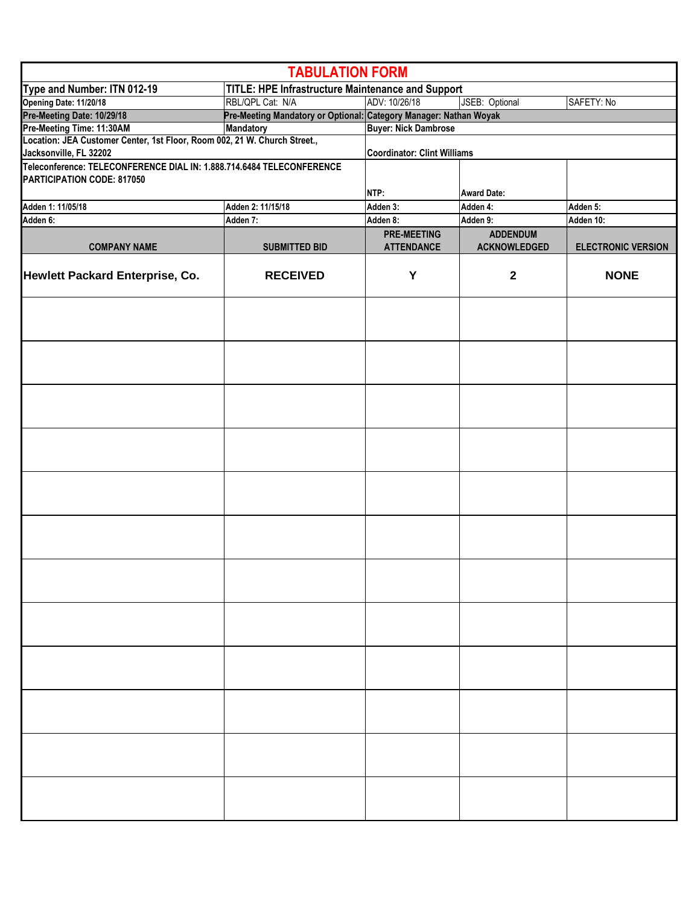# TABULATION FORM

| | | | | |
|---|---|---|---|---|
| **Type and Number: ITN 012-19** | **TITLE: HPE Infrastructure Maintenance and Support** | | | |
| **Opening Date: 11/20/18** | RBL/QPL Cat: N/A | ADV: 10/26/18 | JSEB: Optional | SAFETY: No |
| **Pre-Meeting Date: 10/29/18** | **Pre-Meeting Mandatory or Optional:** | **Category Manager: Nathan Woyak** | | |
| **Pre-Meeting Time: 11:30AM** | **Mandatory** | **Buyer: Nick Dambrose** | | |
| **Location: JEA Customer Center, 1st Floor, Room 002, 21 W. Church Street., Jacksonville, FL 32202** | | **Coordinator: Clint Williams** | | |
| **Teleconference: TELECONFERENCE DIAL IN: 1.888.714.6484 TELECONFERENCE PARTICIPATION CODE: 817050** | | **NTP:** | **Award Date:** | |
| **Adden 1: 11/05/18** | **Adden 2: 11/15/18** | **Adden 3:** | **Adden 4:** | **Adden 5:** |
| **Adden 6:** | **Adden 7:** | **Adden 8:** | **Adden 9:** | **Adden 10:** |

| COMPANY NAME | SUBMITTED BID | PRE-MEETING ATTENDANCE | ADDENDUM ACKNOWLEDGED | ELECTRONIC VERSION |
|---|---|---|---|---|
| **Hewlett Packard Enterprise, Co.** | **RECEIVED** | **Y** | **2** | **NONE** |
| | | | | |
| | | | | |
| | | | | |
| | | | | |
| | | | | |
| | | | | |
| | | | | |
| | | | | |
| | | | | |
| | | | | |
| | | | | |
| | | | | |